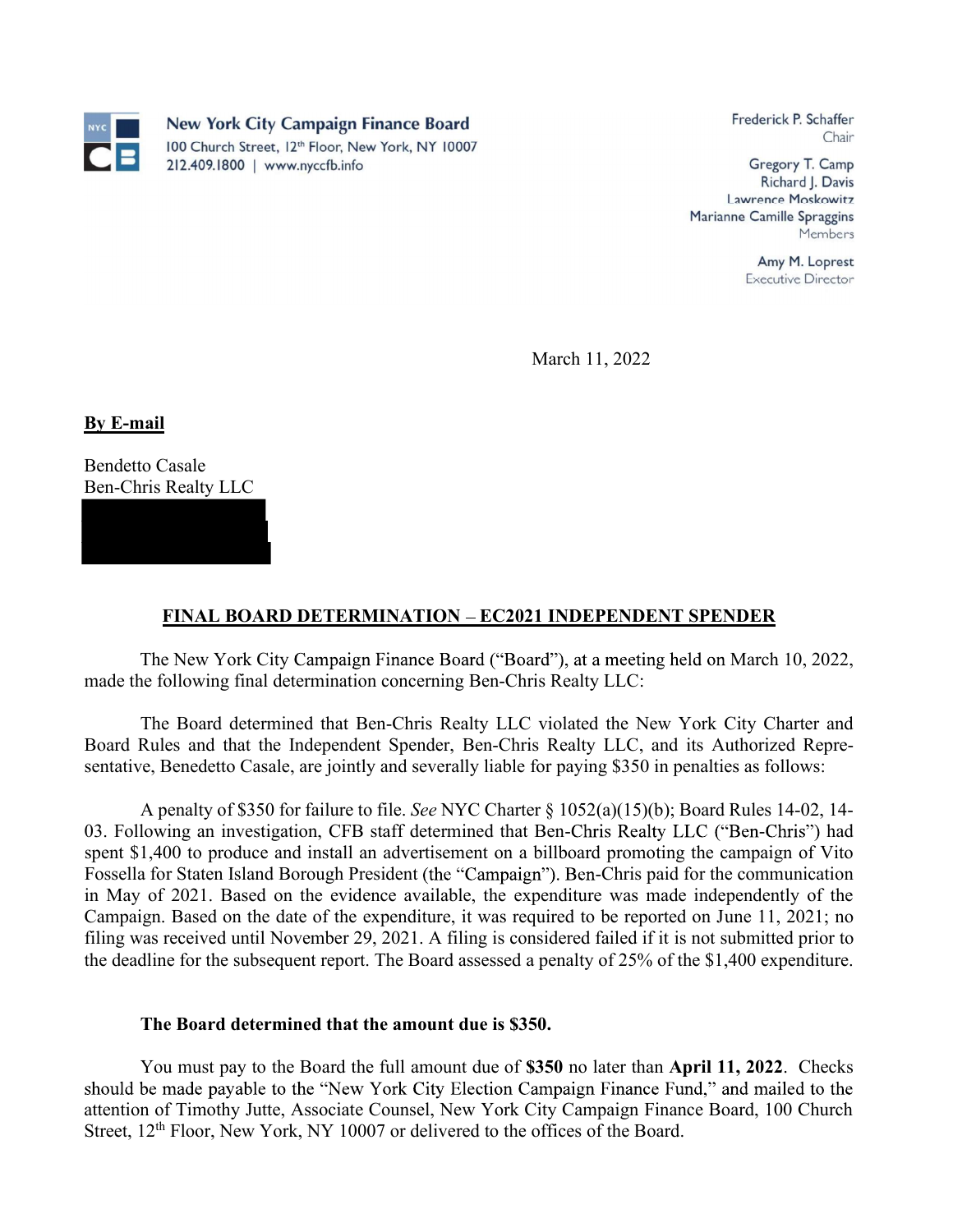New York City Campaign Finance Board
100 Church Street, 12th Floor, New York, NY 10007
212.409.1800 | www.nyccfb.info

Frederick P. Schaffer
Chair

Gregory T. Camp
Richard J. Davis
Lawrence Moskowitz
Marianne Camille Spraggins
Members

Amy M. Loprest
Executive Director

March 11, 2022

**By E-mail**

Bendetto Casale
Ben-Chris Realty LLC

**FINAL BOARD DETERMINATION – EC2021 INDEPENDENT SPENDER**

The New York City Campaign Finance Board ("Board"), at a meeting held on March 10, 2022, made the following final determination concerning Ben-Chris Realty LLC:

The Board determined that Ben-Chris Realty LLC violated the New York City Charter and Board Rules and that the Independent Spender, Ben-Chris Realty LLC, and its Authorized Representative, Benedetto Casale, are jointly and severally liable for paying $350 in penalties as follows:

A penalty of $350 for failure to file. *See* NYC Charter § 1052(a)(15)(b); Board Rules 14-02, 14-03. Following an investigation, CFB staff determined that Ben-Chris Realty LLC ("Ben-Chris") had spent $1,400 to produce and install an advertisement on a billboard promoting the campaign of Vito Fossella for Staten Island Borough President (the "Campaign"). Ben-Chris paid for the communication in May of 2021. Based on the evidence available, the expenditure was made independently of the Campaign. Based on the date of the expenditure, it was required to be reported on June 11, 2021; no filing was received until November 29, 2021. A filing is considered failed if it is not submitted prior to the deadline for the subsequent report. The Board assessed a penalty of 25% of the $1,400 expenditure.

**The Board determined that the amount due is $350.**

You must pay to the Board the full amount due of **$350** no later than **April 11, 2022**. Checks should be made payable to the "New York City Election Campaign Finance Fund," and mailed to the attention of Timothy Jutte, Associate Counsel, New York City Campaign Finance Board, 100 Church Street, 12th Floor, New York, NY 10007 or delivered to the offices of the Board.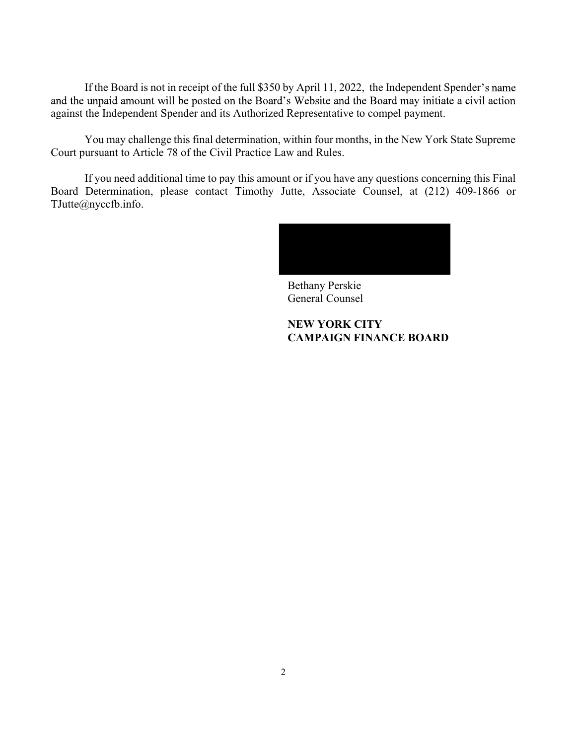If the Board is not in receipt of the full $350 by April 11, 2022, the Independent Spender's name and the unpaid amount will be posted on the Board's Website and the Board may initiate a civil action against the Independent Spender and its Authorized Representative to compel payment.

You may challenge this final determination, within four months, in the New York State Supreme Court pursuant to Article 78 of the Civil Practice Law and Rules.

If you need additional time to pay this amount or if you have any questions concerning this Final Board Determination, please contact Timothy Jutte, Associate Counsel, at (212) 409-1866 or TJutte@nyccfb.info.

Bethany Perskie
General Counsel

**NEW YORK CITY**
**CAMPAIGN FINANCE BOARD**